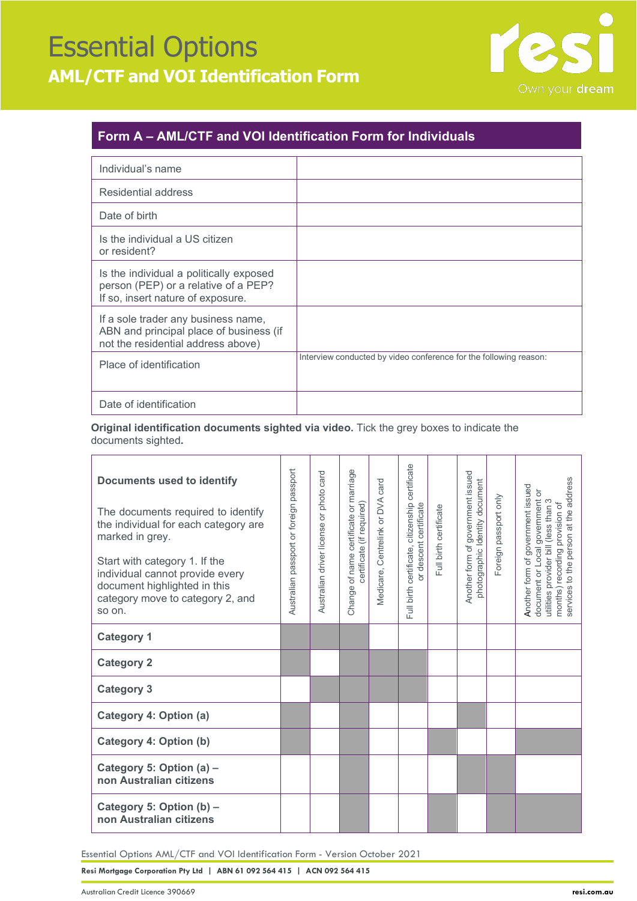# Essential Options

## AML/CTF and VOI Identification Form

resi — Own your dream

### Form A – AML/CTF and VOI Identification Form for Individuals

| | |
|---|---|
| Individual's name | |
| Residential address | |
| Date of birth | |
| Is the individual a US citizen or resident? | |
| Is the individual a politically exposed person (PEP) or a relative of a PEP? If so, insert nature of exposure. | |
| If a sole trader any business name, ABN and principal place of business (if not the residential address above) | |
| Place of identification | Interview conducted by video conference for the following reason: |
| Date of identification | |

**Original identification documents sighted via video.** Tick the grey boxes to indicate the documents sighted**.**

| **Documents used to identify**<br><br>The documents required to identify the individual for each category are marked in grey.<br><br>Start with category 1. If the individual cannot provide every document highlighted in this category move to category 2, and so on. | Australian passport or foreign passport | Australian driver license or photo card | Change of name certificate or marriage certificate (if required) | Medicare, Centrelink or DVA card | Full birth certificate, citizenship certificate or descent certificate | Full birth certificate | Another form of government issued photographic identity document | Foreign passport only | Another form of government issued document or Local government or utilities provider bill (less than 3 months) recording provision of services to the person at the address |
|---|---|---|---|---|---|---|---|---|---|
| **Category 1** | ■ | ■ | ■ | | | | | | |
| **Category 2** | ■ | | ■ | ■ | ■ | | | | |
| **Category 3** | | ■ | ■ | ■ | ■ | | | | |
| **Category 4: Option (a)** | ■ | | ■ | | | | ■ | | |
| **Category 4: Option (b)** | ■ | | ■ | | | ■ | | | ■ |
| **Category 5: Option (a) – non Australian citizens** | | | ■ | | | | ■ | ■ | |
| **Category 5: Option (b) – non Australian citizens** | | | ■ | | | ■ | | ■ | ■ |

(■ = grey box)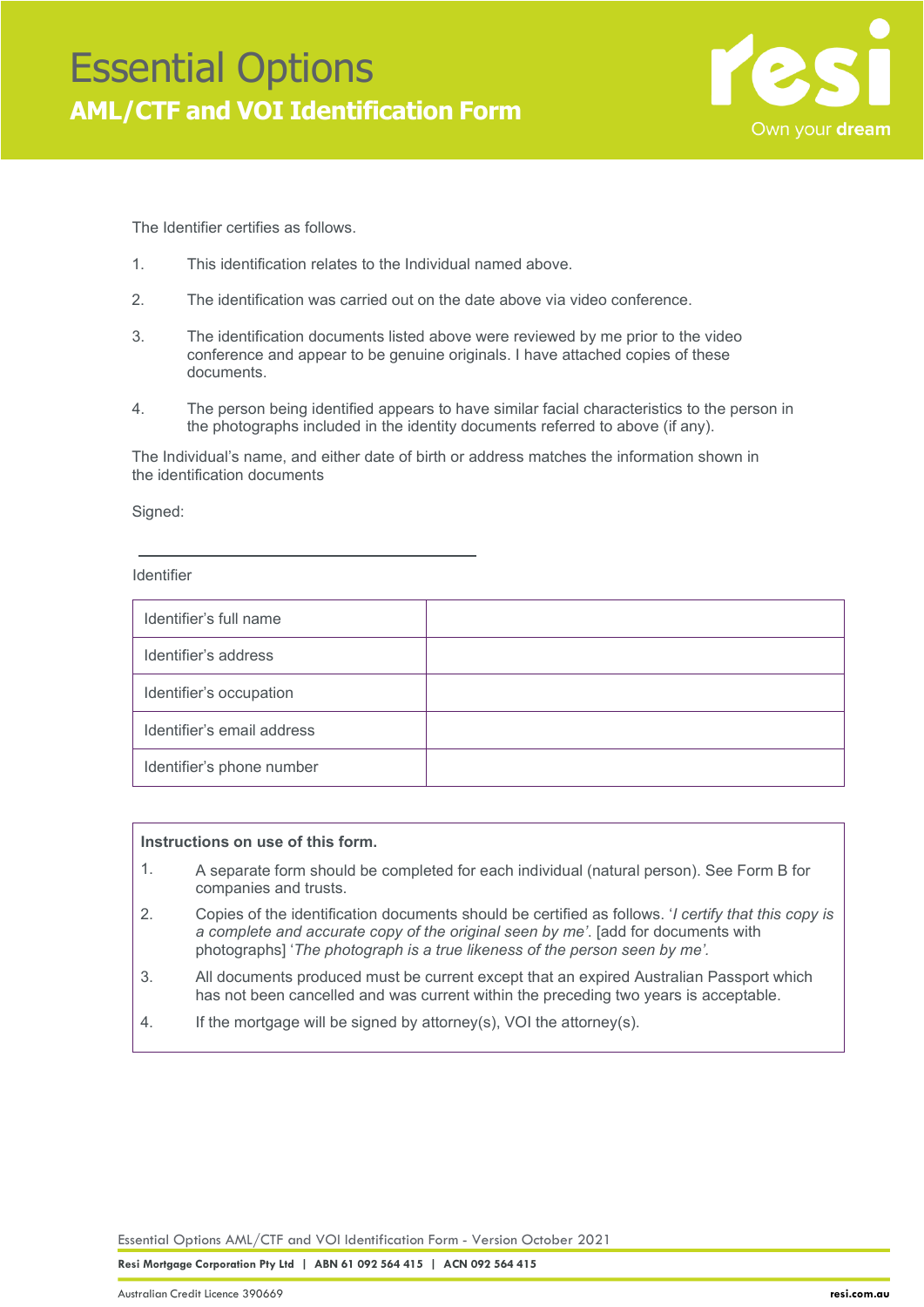# Essential Options

## AML/CTF and VOI Identification Form

The Identifier certifies as follows.

1. This identification relates to the Individual named above.
2. The identification was carried out on the date above via video conference.
3. The identification documents listed above were reviewed by me prior to the video conference and appear to be genuine originals. I have attached copies of these documents.
4. The person being identified appears to have similar facial characteristics to the person in the photographs included in the identity documents referred to above (if any).

The Individual's name, and either date of birth or address matches the information shown in the identification documents

Signed:

\_\_\_\_\_\_\_\_\_\_\_\_\_\_\_\_\_\_\_\_\_\_\_\_\_\_\_\_\_\_\_\_\_\_\_\_

Identifier

| Identifier's full name | |
|---|---|
| Identifier's address | |
| Identifier's occupation | |
| Identifier's email address | |
| Identifier's phone number | |

**Instructions on use of this form.**

1. A separate form should be completed for each individual (natural person). See Form B for companies and trusts.
2. Copies of the identification documents should be certified as follows. '*I certify that this copy is a complete and accurate copy of the original seen by me'*. [add for documents with photographs] '*The photograph is a true likeness of the person seen by me'*.
3. All documents produced must be current except that an expired Australian Passport which has not been cancelled and was current within the preceding two years is acceptable.
4. If the mortgage will be signed by attorney(s), VOI the attorney(s).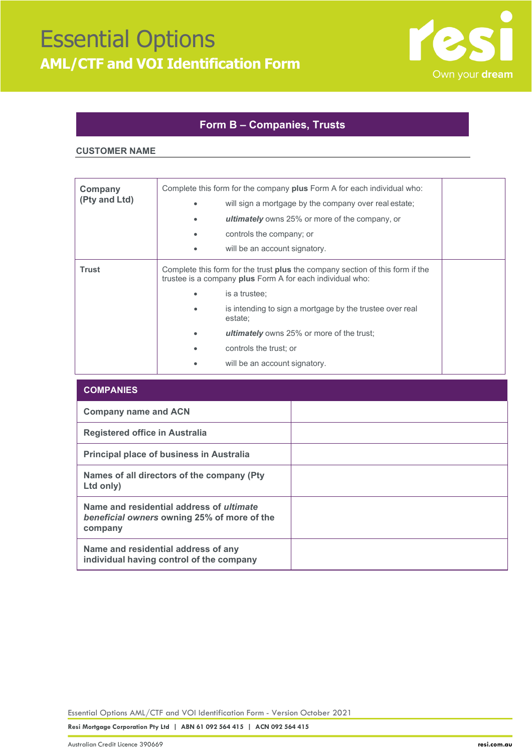# Essential Options

## AML/CTF and VOI Identification Form

### Form B – Companies, Trusts

**CUSTOMER NAME**

| | | |
|---|---|---|
| **Company (Pty and Ltd)** | Complete this form for the company **plus** Form A for each individual who:<br>• will sign a mortgage by the company over real estate;<br>• ***ultimately*** owns 25% or more of the company, or<br>• controls the company; or<br>• will be an account signatory. | |
| **Trust** | Complete this form for the trust **plus** the company section of this form if the trustee is a company **plus** Form A for each individual who:<br>• is a trustee;<br>• is intending to sign a mortgage by the trustee over real estate;<br>• ***ultimately*** owns 25% or more of the trust;<br>• controls the trust; or<br>• will be an account signatory. | |

| **COMPANIES** | |
|---|---|
| **Company name and ACN** | |
| **Registered office in Australia** | |
| **Principal place of business in Australia** | |
| **Names of all directors of the company (Pty Ltd only)** | |
| **Name and residential address of *ultimate beneficial owners* owning 25% of more of the company** | |
| **Name and residential address of any individual having control of the company** | |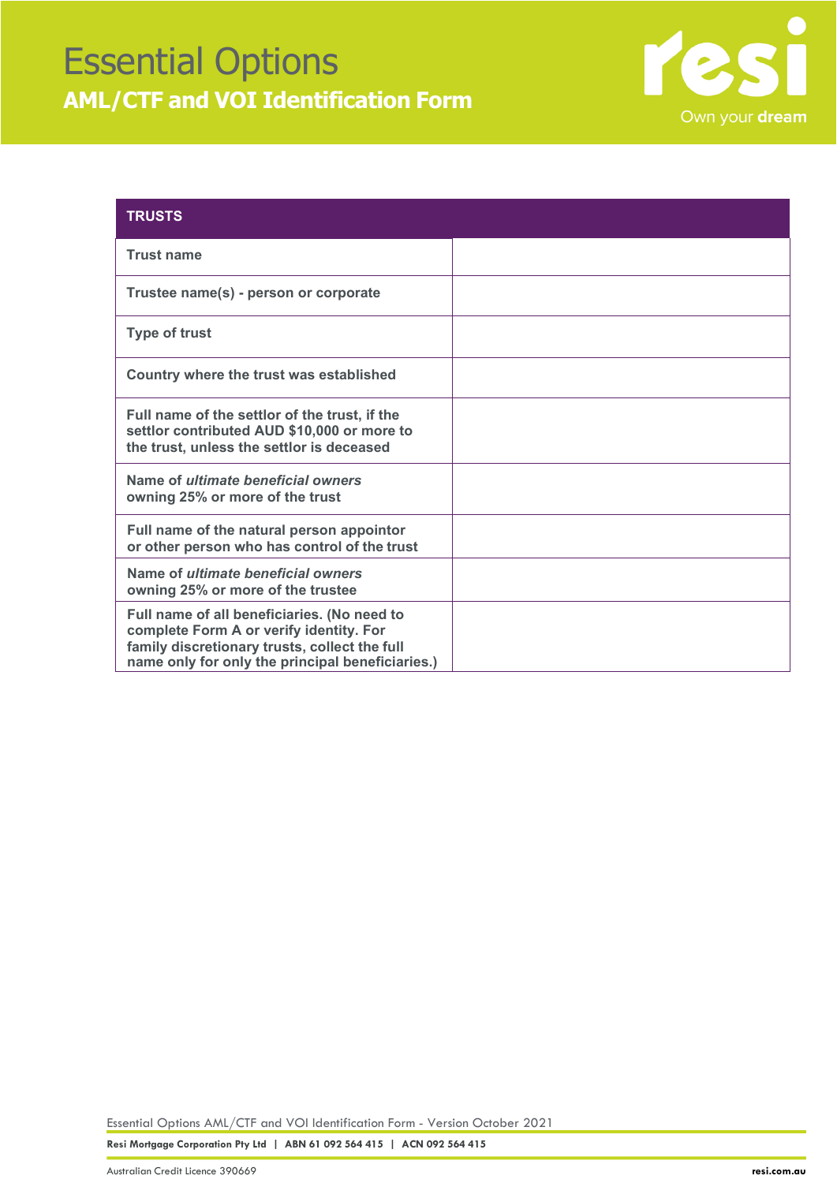# Essential Options

## AML/CTF and VOI Identification Form

| TRUSTS | |
|---|---|
| Trust name | |
| Trustee name(s) - person or corporate | |
| Type of trust | |
| Country where the trust was established | |
| Full name of the settlor of the trust, if the settlor contributed AUD $10,000 or more to the trust, unless the settlor is deceased | |
| Name of *ultimate beneficial owners* owning 25% or more of the trust | |
| Full name of the natural person appointor or other person who has control of the trust | |
| Name of *ultimate beneficial owners* owning 25% or more of the trustee | |
| Full name of all beneficiaries. (No need to complete Form A or verify identity. For family discretionary trusts, collect the full name only for only the principal beneficiaries.) | |